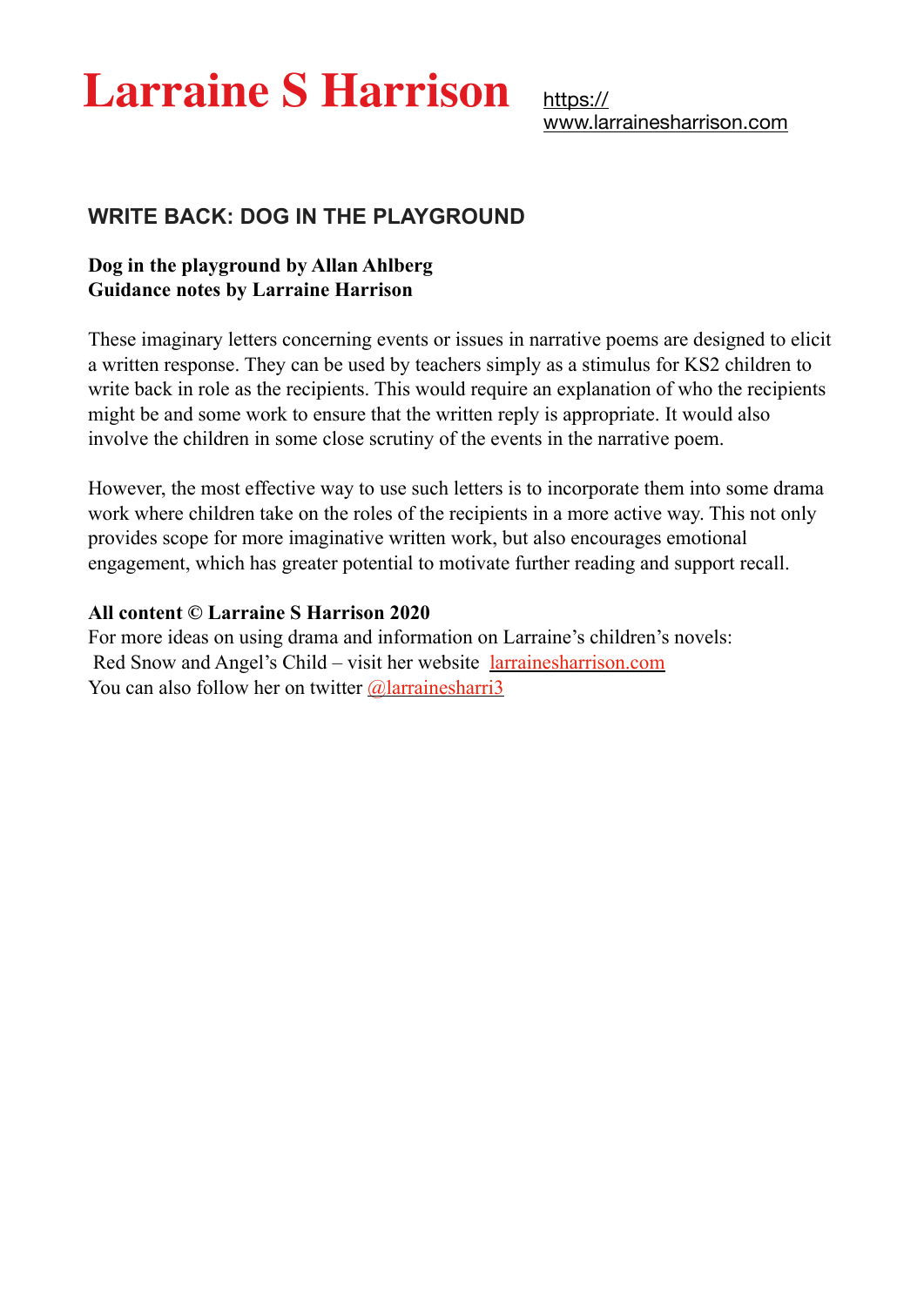# Larraine S Harrison

https://www.larrainesharrison.com

## WRITE BACK: DOG IN THE PLAYGROUND

**Dog in the playground by Allan Ahlberg**
**Guidance notes by Larraine Harrison**

These imaginary letters concerning events or issues in narrative poems are designed to elicit a written response. They can be used by teachers simply as a stimulus for KS2 children to write back in role as the recipients. This would require an explanation of who the recipients might be and some work to ensure that the written reply is appropriate. It would also involve the children in some close scrutiny of the events in the narrative poem.

However, the most effective way to use such letters is to incorporate them into some drama work where children take on the roles of the recipients in a more active way. This not only provides scope for more imaginative written work, but also encourages emotional engagement, which has greater potential to motivate further reading and support recall.

**All content © Larraine S Harrison 2020**
For more ideas on using drama and information on Larraine's children's novels: Red Snow and Angel's Child – visit her website [larrainesharrison.com](https://larrainesharrison.com)
You can also follow her on twitter @larrainesharri3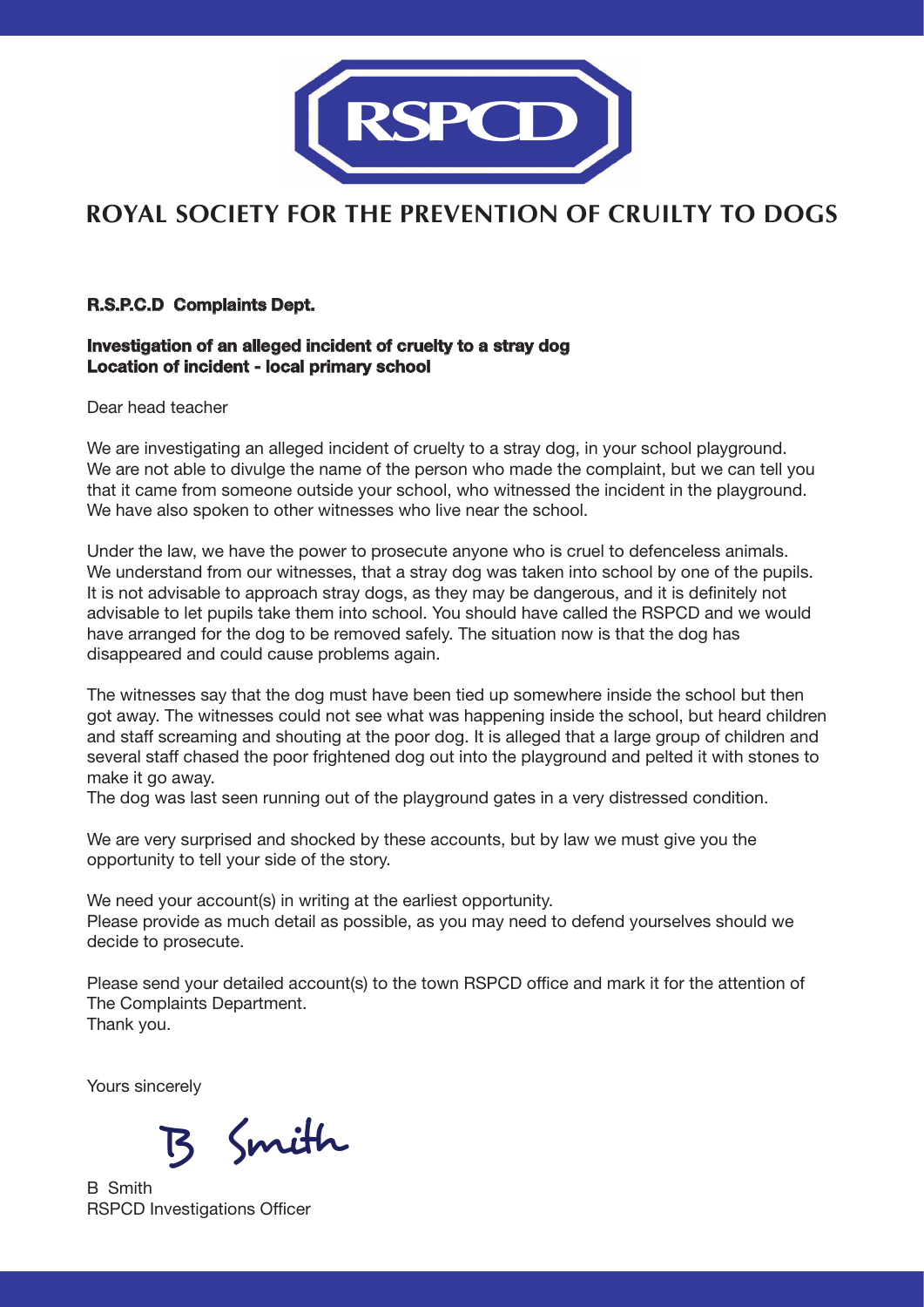RSPCD

# ROYAL SOCIETY FOR THE PREVENTION OF CRUILTY TO DOGS

**R.S.P.C.D Complaints Dept.**

**Investigation of an alleged incident of cruelty to a stray dog**
**Location of incident - local primary school**

Dear head teacher

We are investigating an alleged incident of cruelty to a stray dog, in your school playground. We are not able to divulge the name of the person who made the complaint, but we can tell you that it came from someone outside your school, who witnessed the incident in the playground. We have also spoken to other witnesses who live near the school.

Under the law, we have the power to prosecute anyone who is cruel to defenceless animals. We understand from our witnesses, that a stray dog was taken into school by one of the pupils. It is not advisable to approach stray dogs, as they may be dangerous, and it is definitely not advisable to let pupils take them into school. You should have called the RSPCD and we would have arranged for the dog to be removed safely. The situation now is that the dog has disappeared and could cause problems again.

The witnesses say that the dog must have been tied up somewhere inside the school but then got away. The witnesses could not see what was happening inside the school, but heard children and staff screaming and shouting at the poor dog. It is alleged that a large group of children and several staff chased the poor frightened dog out into the playground and pelted it with stones to make it go away.
The dog was last seen running out of the playground gates in a very distressed condition.

We are very surprised and shocked by these accounts, but by law we must give you the opportunity to tell your side of the story.

We need your account(s) in writing at the earliest opportunity.
Please provide as much detail as possible, as you may need to defend yourselves should we decide to prosecute.

Please send your detailed account(s) to the town RSPCD office and mark it for the attention of The Complaints Department.
Thank you.

Yours sincerely

B Smith

B Smith
RSPCD Investigations Officer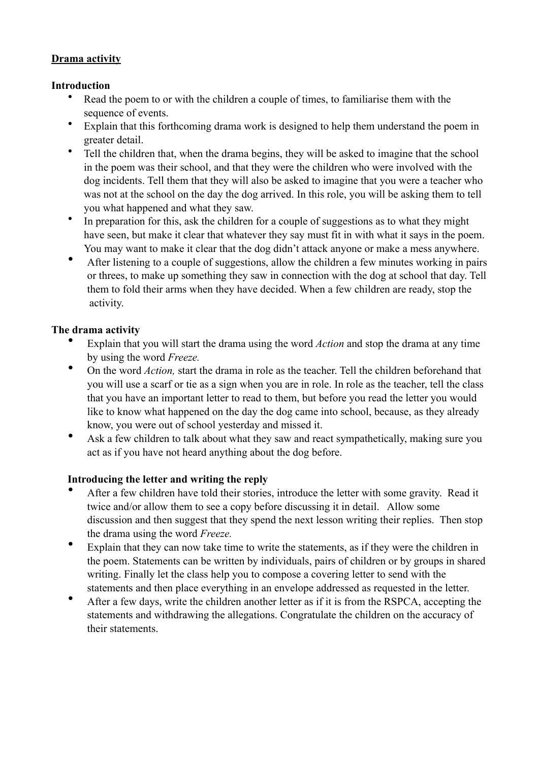## Drama activity

### Introduction

- Read the poem to or with the children a couple of times, to familiarise them with the sequence of events.
- Explain that this forthcoming drama work is designed to help them understand the poem in greater detail.
- Tell the children that, when the drama begins, they will be asked to imagine that the school in the poem was their school, and that they were the children who were involved with the dog incidents. Tell them that they will also be asked to imagine that you were a teacher who was not at the school on the day the dog arrived. In this role, you will be asking them to tell you what happened and what they saw.
- In preparation for this, ask the children for a couple of suggestions as to what they might have seen, but make it clear that whatever they say must fit in with what it says in the poem. You may want to make it clear that the dog didn't attack anyone or make a mess anywhere.
- After listening to a couple of suggestions, allow the children a few minutes working in pairs or threes, to make up something they saw in connection with the dog at school that day. Tell them to fold their arms when they have decided. When a few children are ready, stop the activity.

### The drama activity

- Explain that you will start the drama using the word *Action* and stop the drama at any time by using the word *Freeze.*
- On the word *Action,* start the drama in role as the teacher. Tell the children beforehand that you will use a scarf or tie as a sign when you are in role. In role as the teacher, tell the class that you have an important letter to read to them, but before you read the letter you would like to know what happened on the day the dog came into school, because, as they already know, you were out of school yesterday and missed it.
- Ask a few children to talk about what they saw and react sympathetically, making sure you act as if you have not heard anything about the dog before.

### Introducing the letter and writing the reply

- After a few children have told their stories, introduce the letter with some gravity. Read it twice and/or allow them to see a copy before discussing it in detail. Allow some discussion and then suggest that they spend the next lesson writing their replies. Then stop the drama using the word *Freeze.*
- Explain that they can now take time to write the statements, as if they were the children in the poem. Statements can be written by individuals, pairs of children or by groups in shared writing. Finally let the class help you to compose a covering letter to send with the statements and then place everything in an envelope addressed as requested in the letter.
- After a few days, write the children another letter as if it is from the RSPCA, accepting the statements and withdrawing the allegations. Congratulate the children on the accuracy of their statements.